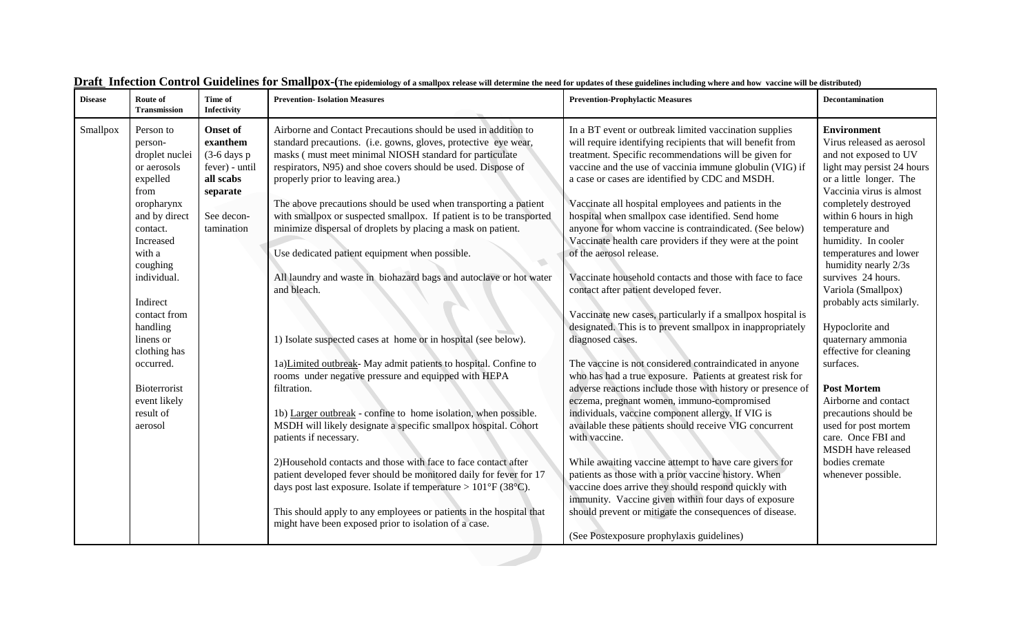**Draft** **Infection Control Guidelines for Smallpox-(The epidemiology of a smallpox release will determine the need for updates of these guidelines including where and how vaccine will be distributed)**

| Disease | Route of Transmission | Time of Infectivity | Prevention- Isolation Measures | Prevention-Prophylactic Measures | Decontamination |
|---|---|---|---|---|---|
| Smallpox | Person to person- droplet nuclei or aerosols expelled from oropharynx and by direct contact. Increased with a coughing individual.<br><br>Indirect contact from handling linens or clothing has occurred.<br><br>Bioterrorist event likely result of aerosol | **Onset of exanthem** (3-6 days p fever) - until **all scabs separate**<br><br>See decon-tamination | Airborne and Contact Precautions should be used in addition to standard precautions. (i.e. gowns, gloves, protective eye wear, masks ( must meet minimal NIOSH standard for particulate respirators, N95) and shoe covers should be used. Dispose of properly prior to leaving area.)<br><br>The above precautions should be used when transporting a patient with smallpox or suspected smallpox. If patient is to be transported minimize dispersal of droplets by placing a mask on patient.<br><br>Use dedicated patient equipment when possible.<br><br>All laundry and waste in biohazard bags and autoclave or hot water and bleach.<br><br>1) Isolate suspected cases at home or in hospital (see below).<br><br>1a)<u>Limited outbreak</u>- May admit patients to hospital. Confine to rooms under negative pressure and equipped with HEPA filtration.<br><br>1b) <u>Larger outbreak</u> - confine to home isolation, when possible. MSDH will likely designate a specific smallpox hospital. Cohort patients if necessary.<br><br>2)Household contacts and those with face to face contact after patient developed fever should be monitored daily for fever for 17 days post last exposure. Isolate if temperature > 101°F (38°C).<br><br>This should apply to any employees or patients in the hospital that might have been exposed prior to isolation of a case. | In a BT event or outbreak limited vaccination supplies will require identifying recipients that will benefit from treatment. Specific recommendations will be given for vaccine and the use of vaccinia immune globulin (VIG) if a case or cases are identified by CDC and MSDH.<br><br>Vaccinate all hospital employees and patients in the hospital when smallpox case identified. Send home anyone for whom vaccine is contraindicated. (See below) Vaccinate health care providers if they were at the point of the aerosol release.<br><br>Vaccinate household contacts and those with face to face contact after patient developed fever.<br><br>Vaccinate new cases, particularly if a smallpox hospital is designated. This is to prevent smallpox in inappropriately diagnosed cases.<br><br>The vaccine is not considered contraindicated in anyone who has had a true exposure. Patients at greatest risk for adverse reactions include those with history or presence of eczema, pregnant women, immuno-compromised individuals, vaccine component allergy. If VIG is available these patients should receive VIG concurrent with vaccine.<br><br>While awaiting vaccine attempt to have care givers for patients as those with a prior vaccine history. When vaccine does arrive they should respond quickly with immunity. Vaccine given within four days of exposure should prevent or mitigate the consequences of disease.<br><br>(See Postexposure prophylaxis guidelines) | **Environment**<br>Virus released as aerosol and not exposed to UV light may persist 24 hours or a little longer. The Vaccinia virus is almost completely destroyed within 6 hours in high temperature and humidity. In cooler temperatures and lower humidity nearly 2/3s survives 24 hours. Variola (Smallpox) probably acts similarly.<br><br>Hypoclorite and quaternary ammonia effective for cleaning surfaces.<br><br>**Post Mortem**<br>Airborne and contact precautions should be used for post mortem care. Once FBI and MSDH have released bodies cremate whenever possible. |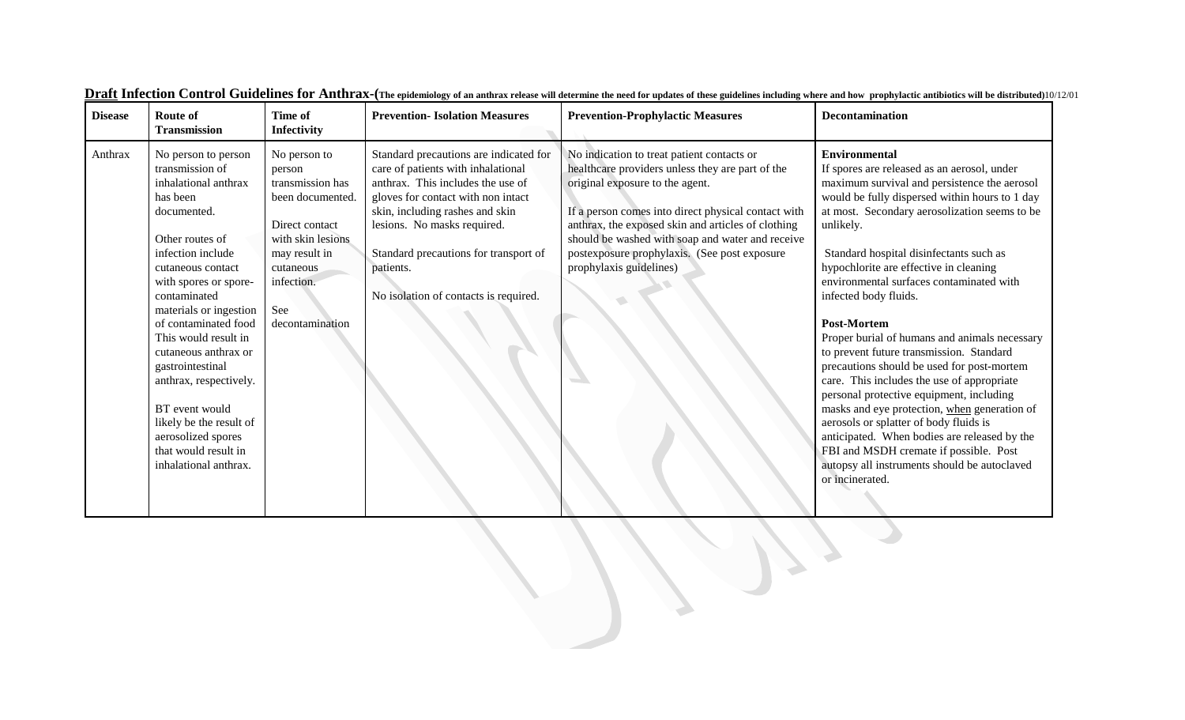**Draft Infection Control Guidelines for Anthrax-(The epidemiology of an anthrax release will determine the need for updates of these guidelines including where and how prophylactic antibiotics will be distributed)**10/12/01

| Disease | Route of Transmission | Time of Infectivity | Prevention- Isolation Measures | Prevention-Prophylactic Measures | Decontamination |
|---|---|---|---|---|---|
| Anthrax | No person to person transmission of inhalational anthrax has been documented.<br><br>Other routes of infection include cutaneous contact with spores or spore-contaminated materials or ingestion of contaminated food This would result in cutaneous anthrax or gastrointestinal anthrax, respectively.<br><br>BT event would likely be the result of aerosolized spores that would result in inhalational anthrax. | No person to person transmission has been documented.<br><br>Direct contact with skin lesions may result in cutaneous infection.<br><br>See decontamination | Standard precautions are indicated for care of patients with inhalational anthrax. This includes the use of gloves for contact with non intact skin, including rashes and skin lesions. No masks required.<br><br>Standard precautions for transport of patients.<br><br>No isolation of contacts is required. | No indication to treat patient contacts or healthcare providers unless they are part of the original exposure to the agent.<br><br>If a person comes into direct physical contact with anthrax, the exposed skin and articles of clothing should be washed with soap and water and receive postexposure prophylaxis. (See post exposure prophylaxis guidelines) | **Environmental**<br>If spores are released as an aerosol, under maximum survival and persistence the aerosol would be fully dispersed within hours to 1 day at most. Secondary aerosolization seems to be unlikely.<br><br>Standard hospital disinfectants such as hypochlorite are effective in cleaning environmental surfaces contaminated with infected body fluids.<br><br>**Post-Mortem**<br>Proper burial of humans and animals necessary to prevent future transmission. Standard precautions should be used for post-mortem care. This includes the use of appropriate personal protective equipment, including masks and eye protection, when generation of aerosols or splatter of body fluids is anticipated. When bodies are released by the FBI and MSDH cremate if possible. Post autopsy all instruments should be autoclaved or incinerated. |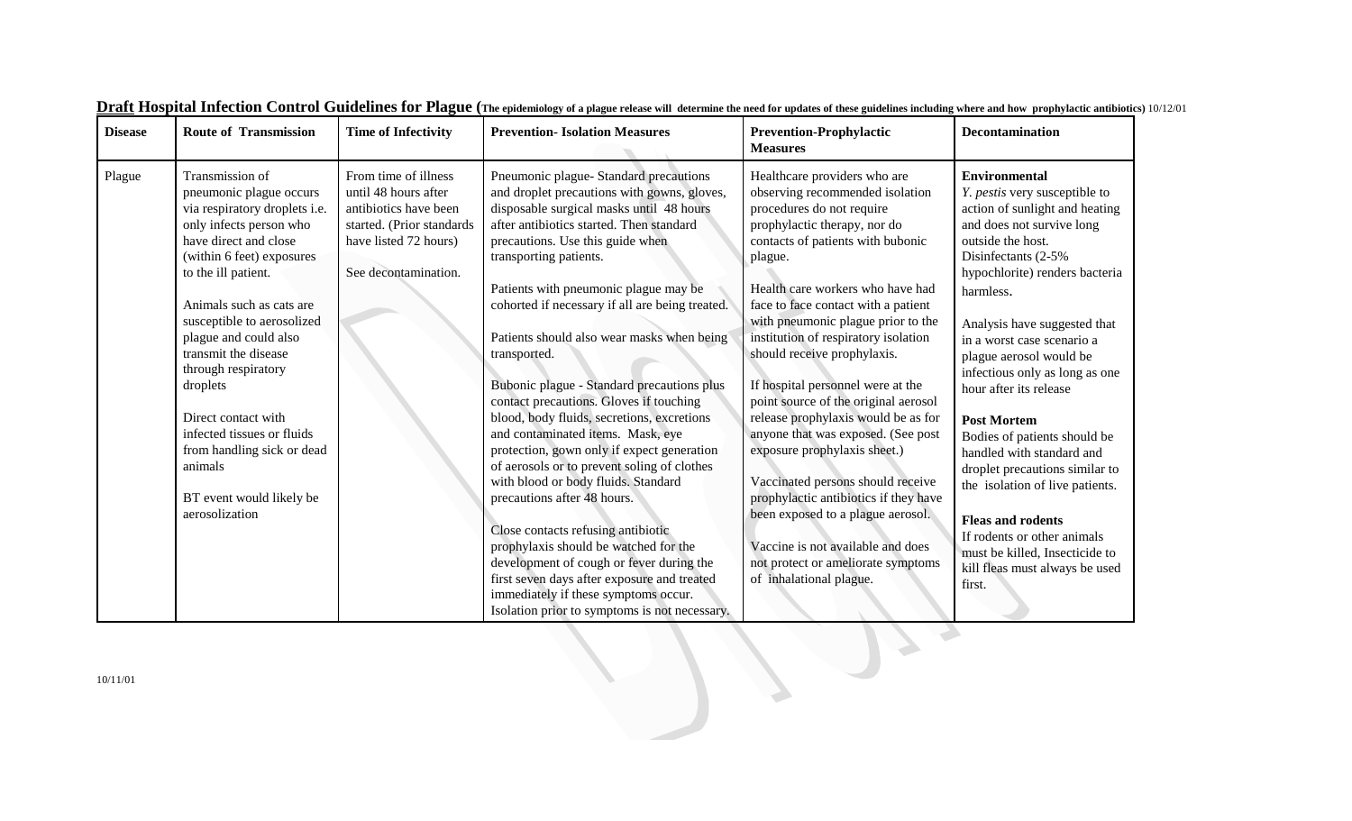**Draft Hospital Infection Control Guidelines for Plague** (The epidemiology of a plague release will determine the need for updates of these guidelines including where and how prophylactic antibiotics) 10/12/01

| Disease | Route of Transmission | Time of Infectivity | Prevention- Isolation Measures | Prevention-Prophylactic Measures | Decontamination |
|---|---|---|---|---|---|
| Plague | Transmission of pneumonic plague occurs via respiratory droplets i.e. only infects person who have direct and close (within 6 feet) exposures to the ill patient.<br><br>Animals such as cats are susceptible to aerosolized plague and could also transmit the disease through respiratory droplets<br><br>Direct contact with infected tissues or fluids from handling sick or dead animals<br><br>BT event would likely be aerosolization | From time of illness until 48 hours after antibiotics have been started. (Prior standards have listed 72 hours)<br><br>See decontamination. | Pneumonic plague- Standard precautions and droplet precautions with gowns, gloves, disposable surgical masks until 48 hours after antibiotics started. Then standard precautions. Use this guide when transporting patients.<br><br>Patients with pneumonic plague may be cohorted if necessary if all are being treated.<br><br>Patients should also wear masks when being transported.<br><br>Bubonic plague - Standard precautions plus contact precautions. Gloves if touching blood, body fluids, secretions, excretions and contaminated items. Mask, eye protection, gown only if expect generation of aerosols or to prevent soling of clothes with blood or body fluids. Standard precautions after 48 hours.<br><br>Close contacts refusing antibiotic prophylaxis should be watched for the development of cough or fever during the first seven days after exposure and treated immediately if these symptoms occur. Isolation prior to symptoms is not necessary. | Healthcare providers who are observing recommended isolation procedures do not require prophylactic therapy, nor do contacts of patients with bubonic plague.<br><br>Health care workers who have had face to face contact with a patient with pneumonic plague prior to the institution of respiratory isolation should receive prophylaxis.<br><br>If hospital personnel were at the point source of the original aerosol release prophylaxis would be as for anyone that was exposed. (See post exposure prophylaxis sheet.)<br><br>Vaccinated persons should receive prophylactic antibiotics if they have been exposed to a plague aerosol.<br><br>Vaccine is not available and does not protect or ameliorate symptoms of inhalational plague. | **Environmental**<br>*Y. pestis* very susceptible to action of sunlight and heating and does not survive long outside the host.<br>Disinfectants (2-5% hypochlorite) renders bacteria harmless.<br><br>Analysis have suggested that in a worst case scenario a plague aerosol would be infectious only as long as one hour after its release<br><br>**Post Mortem**<br>Bodies of patients should be handled with standard and droplet precautions similar to the isolation of live patients.<br><br>**Fleas and rodents**<br>If rodents or other animals must be killed, Insecticide to kill fleas must always be used first. |

10/11/01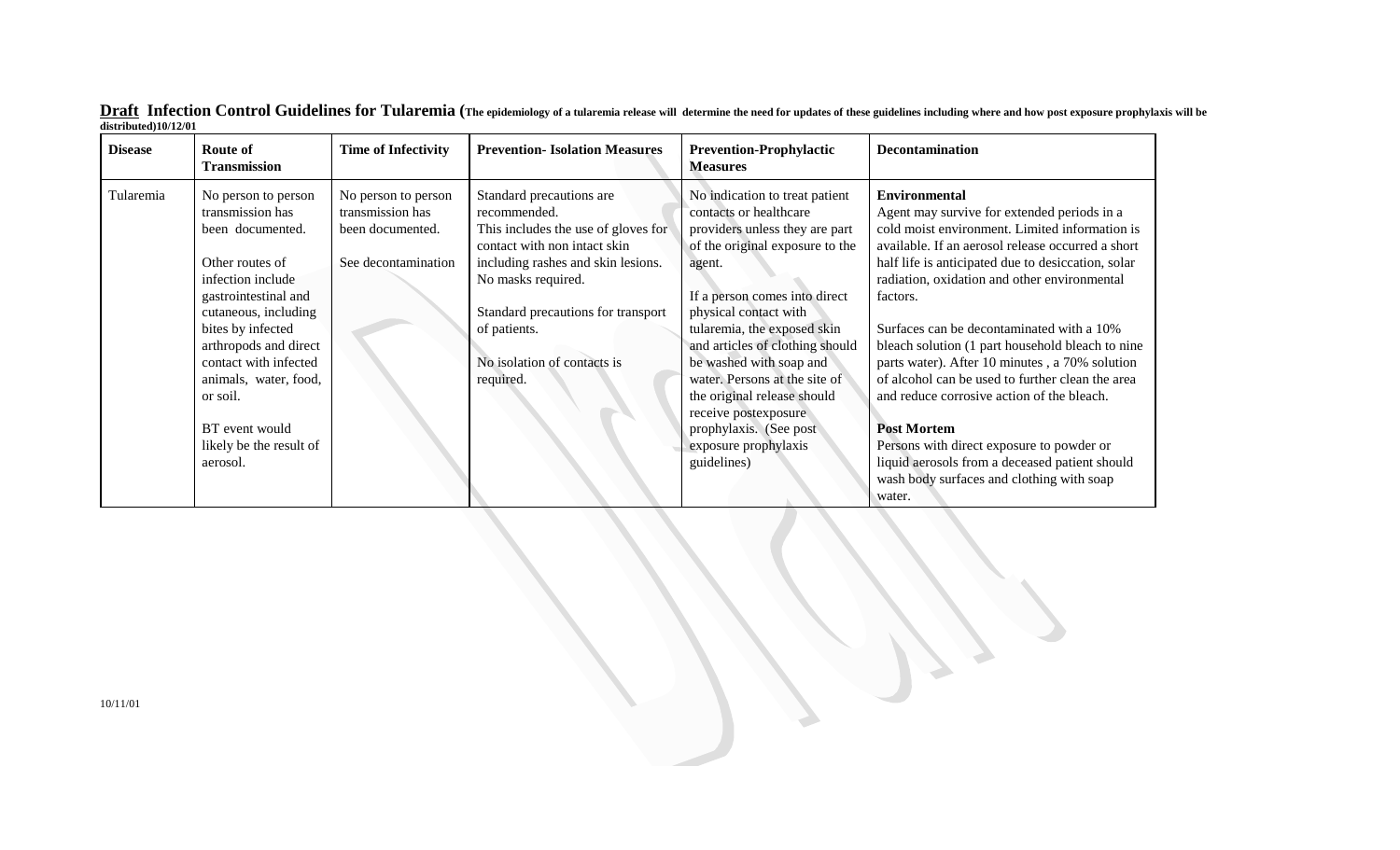**<u>Draft</u> Infection Control Guidelines for Tularemia** (**The epidemiology of a tularemia release will determine the need for updates of these guidelines including where and how post exposure prophylaxis will be distributed)10/12/01**

| Disease | Route of Transmission | Time of Infectivity | Prevention- Isolation Measures | Prevention-Prophylactic Measures | Decontamination |
|---|---|---|---|---|---|
| Tularemia | No person to person transmission has been documented.<br><br>Other routes of infection include gastrointestinal and cutaneous, including bites by infected arthropods and direct contact with infected animals, water, food, or soil.<br><br>BT event would likely be the result of aerosol. | No person to person transmission has been documented.<br><br>See decontamination | Standard precautions are recommended.<br>This includes the use of gloves for contact with non intact skin including rashes and skin lesions.<br>No masks required.<br><br>Standard precautions for transport of patients.<br><br>No isolation of contacts is required. | No indication to treat patient contacts or healthcare providers unless they are part of the original exposure to the agent.<br><br>If a person comes into direct physical contact with tularemia, the exposed skin and articles of clothing should be washed with soap and water. Persons at the site of the original release should receive postexposure prophylaxis. (See post exposure prophylaxis guidelines) | **Environmental**<br>Agent may survive for extended periods in a cold moist environment. Limited information is available. If an aerosol release occurred a short half life is anticipated due to desiccation, solar radiation, oxidation and other environmental factors.<br><br>Surfaces can be decontaminated with a 10% bleach solution (1 part household bleach to nine parts water). After 10 minutes , a 70% solution of alcohol can be used to further clean the area and reduce corrosive action of the bleach.<br><br>**Post Mortem**<br>Persons with direct exposure to powder or liquid aerosols from a deceased patient should wash body surfaces and clothing with soap water. |

10/11/01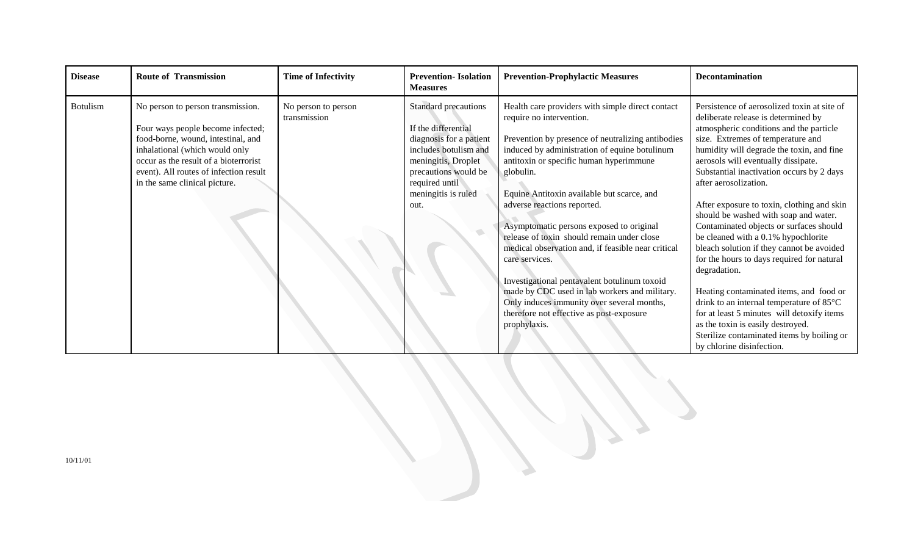| Disease | Route of Transmission | Time of Infectivity | Prevention- Isolation Measures | Prevention-Prophylactic Measures | Decontamination |
|---|---|---|---|---|---|
| Botulism | No person to person transmission.<br><br>Four ways people become infected; food-borne, wound, intestinal, and inhalational (which would only occur as the result of a bioterrorist event). All routes of infection result in the same clinical picture. | No person to person transmission | Standard precautions<br><br>If the differential diagnosis for a patient includes botulism and meningitis, Droplet precautions would be required until meningitis is ruled out. | Health care providers with simple direct contact require no intervention.<br><br>Prevention by presence of neutralizing antibodies induced by administration of equine botulinum antitoxin or specific human hyperimmune globulin.<br><br>Equine Antitoxin available but scarce, and adverse reactions reported.<br><br>Asymptomatic persons exposed to original release of toxin should remain under close medical observation and, if feasible near critical care services.<br><br>Investigational pentavalent botulinum toxoid made by CDC used in lab workers and military. Only induces immunity over several months, therefore not effective as post-exposure prophylaxis. | Persistence of aerosolized toxin at site of deliberate release is determined by atmospheric conditions and the particle size. Extremes of temperature and humidity will degrade the toxin, and fine aerosols will eventually dissipate. Substantial inactivation occurs by 2 days after aerosolization.<br><br>After exposure to toxin, clothing and skin should be washed with soap and water. Contaminated objects or surfaces should be cleaned with a 0.1% hypochlorite bleach solution if they cannot be avoided for the hours to days required for natural degradation.<br><br>Heating contaminated items, and food or drink to an internal temperature of 85°C for at least 5 minutes will detoxify items as the toxin is easily destroyed.<br>Sterilize contaminated items by boiling or by chlorine disinfection. |

10/11/01